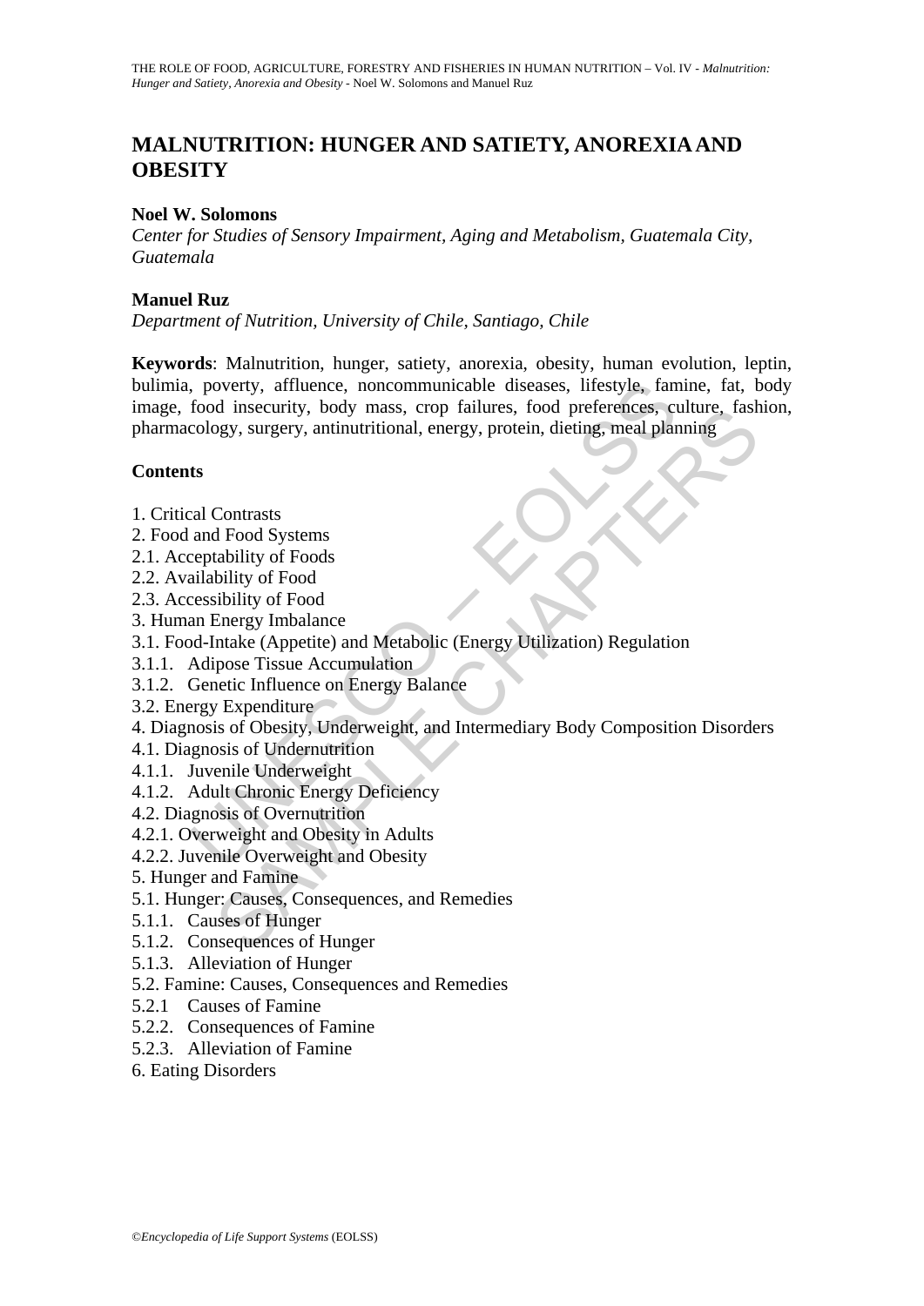# MALNUTRITION: HUNGER AND SATIETY, ANOREXIA AND OBESITY

**Noel W. Solomons**

*Center for Studies of Sensory Impairment, Aging and Metabolism, Guatemala City, Guatemala*

**Manuel Ruz**

*Department of Nutrition, University of Chile, Santiago, Chile*

**Keywords**: Malnutrition, hunger, satiety, anorexia, obesity, human evolution, leptin, bulimia, poverty, affluence, noncommunicable diseases, lifestyle, famine, fat, body image, food insecurity, body mass, crop failures, food preferences, culture, fashion, pharmacology, surgery, antinutritional, energy, protein, dieting, meal planning

## Contents

1. Critical Contrasts
2. Food and Food Systems
2.1. Acceptability of Foods
2.2. Availability of Food
2.3. Accessibility of Food
3. Human Energy Imbalance
3.1. Food-Intake (Appetite) and Metabolic (Energy Utilization) Regulation
3.1.1. Adipose Tissue Accumulation
3.1.2. Genetic Influence on Energy Balance
3.2. Energy Expenditure
4. Diagnosis of Obesity, Underweight, and Intermediary Body Composition Disorders
4.1. Diagnosis of Undernutrition
4.1.1. Juvenile Underweight
4.1.2. Adult Chronic Energy Deficiency
4.2. Diagnosis of Overnutrition
4.2.1. Overweight and Obesity in Adults
4.2.2. Juvenile Overweight and Obesity
5. Hunger and Famine
5.1. Hunger: Causes, Consequences, and Remedies
5.1.1. Causes of Hunger
5.1.2. Consequences of Hunger
5.1.3. Alleviation of Hunger
5.2. Famine: Causes, Consequences and Remedies
5.2.1 Causes of Famine
5.2.2. Consequences of Famine
5.2.3. Alleviation of Famine
6. Eating Disorders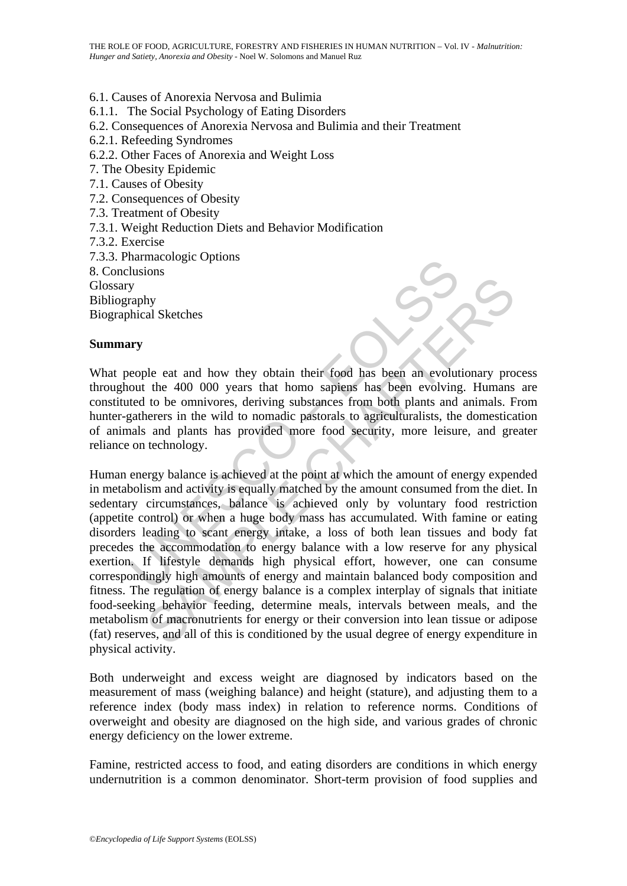6.1. Causes of Anorexia Nervosa and Bulimia
6.1.1. The Social Psychology of Eating Disorders
6.2. Consequences of Anorexia Nervosa and Bulimia and their Treatment
6.2.1. Refeeding Syndromes
6.2.2. Other Faces of Anorexia and Weight Loss
7. The Obesity Epidemic
7.1. Causes of Obesity
7.2. Consequences of Obesity
7.3. Treatment of Obesity
7.3.1. Weight Reduction Diets and Behavior Modification
7.3.2. Exercise
7.3.3. Pharmacologic Options
8. Conclusions
Glossary
Bibliography
Biographical Sketches

**Summary**

What people eat and how they obtain their food has been an evolutionary process throughout the 400 000 years that homo sapiens has been evolving. Humans are constituted to be omnivores, deriving substances from both plants and animals. From hunter-gatherers in the wild to nomadic pastorals to agriculturalists, the domestication of animals and plants has provided more food security, more leisure, and greater reliance on technology.

Human energy balance is achieved at the point at which the amount of energy expended in metabolism and activity is equally matched by the amount consumed from the diet. In sedentary circumstances, balance is achieved only by voluntary food restriction (appetite control) or when a huge body mass has accumulated. With famine or eating disorders leading to scant energy intake, a loss of both lean tissues and body fat precedes the accommodation to energy balance with a low reserve for any physical exertion. If lifestyle demands high physical effort, however, one can consume correspondingly high amounts of energy and maintain balanced body composition and fitness. The regulation of energy balance is a complex interplay of signals that initiate food-seeking behavior feeding, determine meals, intervals between meals, and the metabolism of macronutrients for energy or their conversion into lean tissue or adipose (fat) reserves, and all of this is conditioned by the usual degree of energy expenditure in physical activity.

Both underweight and excess weight are diagnosed by indicators based on the measurement of mass (weighing balance) and height (stature), and adjusting them to a reference index (body mass index) in relation to reference norms. Conditions of overweight and obesity are diagnosed on the high side, and various grades of chronic energy deficiency on the lower extreme.

Famine, restricted access to food, and eating disorders are conditions in which energy undernutrition is a common denominator. Short-term provision of food supplies and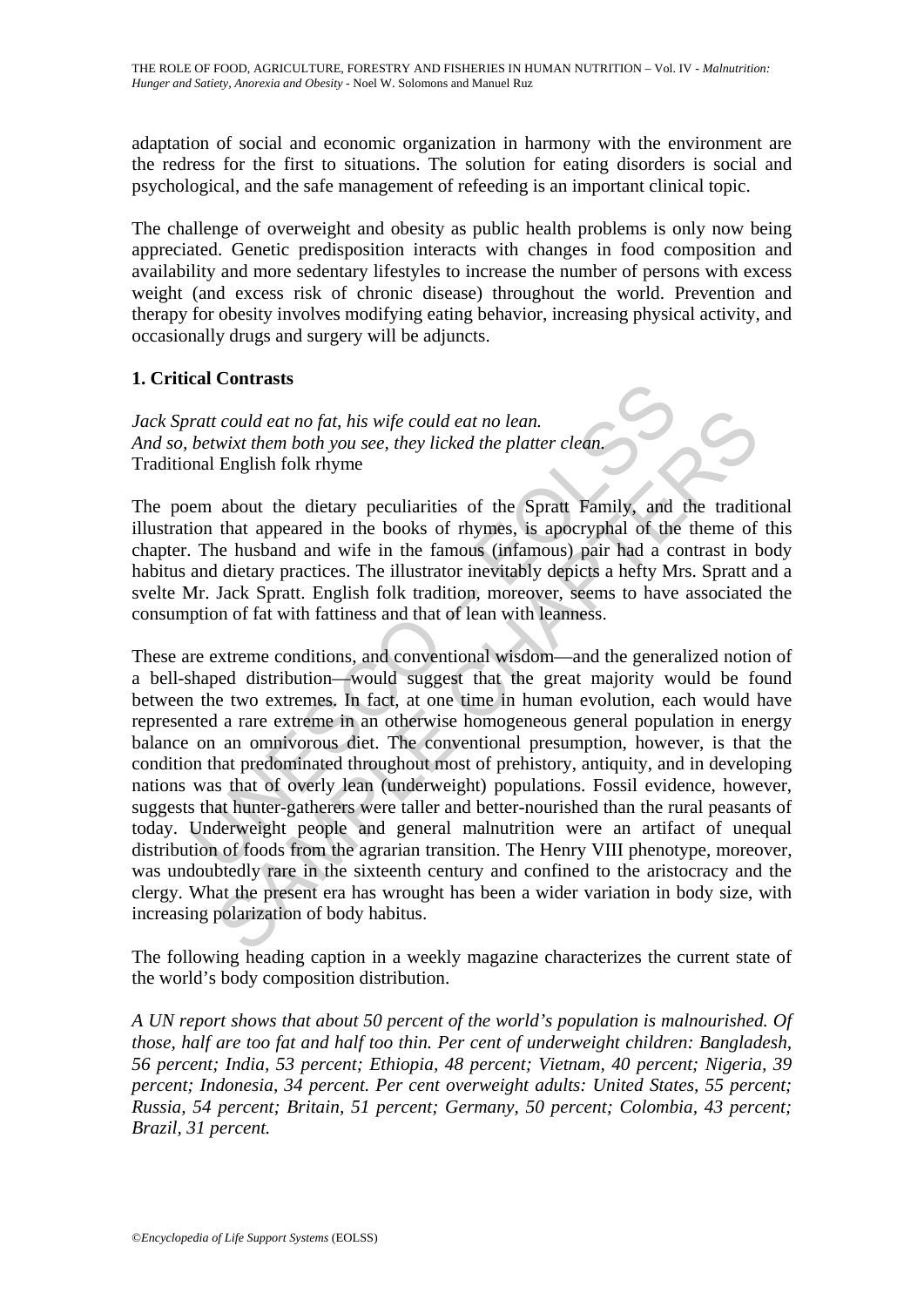adaptation of social and economic organization in harmony with the environment are the redress for the first to situations. The solution for eating disorders is social and psychological, and the safe management of refeeding is an important clinical topic.

The challenge of overweight and obesity as public health problems is only now being appreciated. Genetic predisposition interacts with changes in food composition and availability and more sedentary lifestyles to increase the number of persons with excess weight (and excess risk of chronic disease) throughout the world. Prevention and therapy for obesity involves modifying eating behavior, increasing physical activity, and occasionally drugs and surgery will be adjuncts.

## 1. Critical Contrasts

*Jack Spratt could eat no fat, his wife could eat no lean.*
*And so, betwixt them both you see, they licked the platter clean.*
Traditional English folk rhyme

The poem about the dietary peculiarities of the Spratt Family, and the traditional illustration that appeared in the books of rhymes, is apocryphal of the theme of this chapter. The husband and wife in the famous (infamous) pair had a contrast in body habitus and dietary practices. The illustrator inevitably depicts a hefty Mrs. Spratt and a svelte Mr. Jack Spratt. English folk tradition, moreover, seems to have associated the consumption of fat with fattiness and that of lean with leanness.

These are extreme conditions, and conventional wisdom—and the generalized notion of a bell-shaped distribution—would suggest that the great majority would be found between the two extremes. In fact, at one time in human evolution, each would have represented a rare extreme in an otherwise homogeneous general population in energy balance on an omnivorous diet. The conventional presumption, however, is that the condition that predominated throughout most of prehistory, antiquity, and in developing nations was that of overly lean (underweight) populations. Fossil evidence, however, suggests that hunter-gatherers were taller and better-nourished than the rural peasants of today. Underweight people and general malnutrition were an artifact of unequal distribution of foods from the agrarian transition. The Henry VIII phenotype, moreover, was undoubtedly rare in the sixteenth century and confined to the aristocracy and the clergy. What the present era has wrought has been a wider variation in body size, with increasing polarization of body habitus.

The following heading caption in a weekly magazine characterizes the current state of the world's body composition distribution.

*A UN report shows that about 50 percent of the world's population is malnourished. Of those, half are too fat and half too thin. Per cent of underweight children: Bangladesh, 56 percent; India, 53 percent; Ethiopia, 48 percent; Vietnam, 40 percent; Nigeria, 39 percent; Indonesia, 34 percent. Per cent overweight adults: United States, 55 percent; Russia, 54 percent; Britain, 51 percent; Germany, 50 percent; Colombia, 43 percent; Brazil, 31 percent.*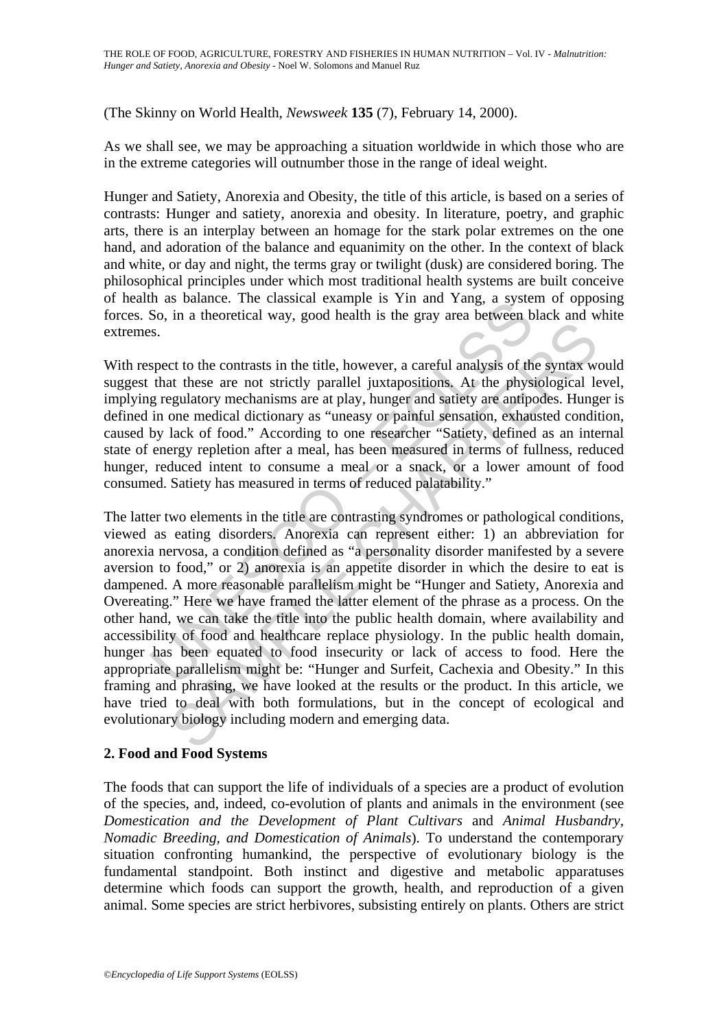(The Skinny on World Health, *Newsweek* **135** (7), February 14, 2000).

As we shall see, we may be approaching a situation worldwide in which those who are in the extreme categories will outnumber those in the range of ideal weight.

Hunger and Satiety, Anorexia and Obesity, the title of this article, is based on a series of contrasts: Hunger and satiety, anorexia and obesity. In literature, poetry, and graphic arts, there is an interplay between an homage for the stark polar extremes on the one hand, and adoration of the balance and equanimity on the other. In the context of black and white, or day and night, the terms gray or twilight (dusk) are considered boring. The philosophical principles under which most traditional health systems are built conceive of health as balance. The classical example is Yin and Yang, a system of opposing forces. So, in a theoretical way, good health is the gray area between black and white extremes.

With respect to the contrasts in the title, however, a careful analysis of the syntax would suggest that these are not strictly parallel juxtapositions. At the physiological level, implying regulatory mechanisms are at play, hunger and satiety are antipodes. Hunger is defined in one medical dictionary as "uneasy or painful sensation, exhausted condition, caused by lack of food." According to one researcher "Satiety, defined as an internal state of energy repletion after a meal, has been measured in terms of fullness, reduced hunger, reduced intent to consume a meal or a snack, or a lower amount of food consumed. Satiety has measured in terms of reduced palatability."

The latter two elements in the title are contrasting syndromes or pathological conditions, viewed as eating disorders. Anorexia can represent either: 1) an abbreviation for anorexia nervosa, a condition defined as "a personality disorder manifested by a severe aversion to food," or 2) anorexia is an appetite disorder in which the desire to eat is dampened. A more reasonable parallelism might be "Hunger and Satiety, Anorexia and Overeating." Here we have framed the latter element of the phrase as a process. On the other hand, we can take the title into the public health domain, where availability and accessibility of food and healthcare replace physiology. In the public health domain, hunger has been equated to food insecurity or lack of access to food. Here the appropriate parallelism might be: "Hunger and Surfeit, Cachexia and Obesity." In this framing and phrasing, we have looked at the results or the product. In this article, we have tried to deal with both formulations, but in the concept of ecological and evolutionary biology including modern and emerging data.

## 2. Food and Food Systems

The foods that can support the life of individuals of a species are a product of evolution of the species, and, indeed, co-evolution of plants and animals in the environment (see *Domestication and the Development of Plant Cultivars* and *Animal Husbandry, Nomadic Breeding, and Domestication of Animals*). To understand the contemporary situation confronting humankind, the perspective of evolutionary biology is the fundamental standpoint. Both instinct and digestive and metabolic apparatuses determine which foods can support the growth, health, and reproduction of a given animal. Some species are strict herbivores, subsisting entirely on plants. Others are strict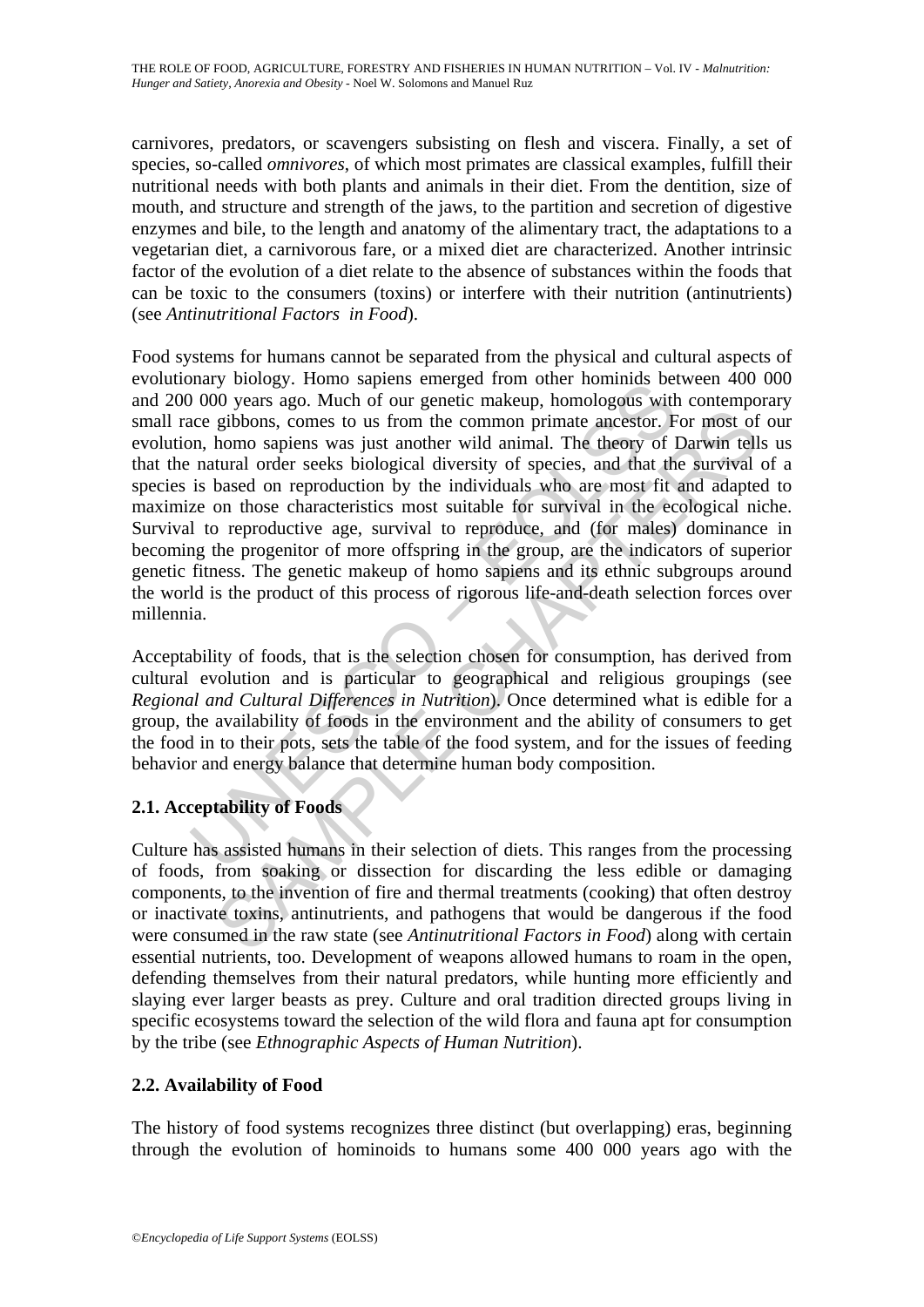carnivores, predators, or scavengers subsisting on flesh and viscera. Finally, a set of species, so-called *omnivores*, of which most primates are classical examples, fulfill their nutritional needs with both plants and animals in their diet. From the dentition, size of mouth, and structure and strength of the jaws, to the partition and secretion of digestive enzymes and bile, to the length and anatomy of the alimentary tract, the adaptations to a vegetarian diet, a carnivorous fare, or a mixed diet are characterized. Another intrinsic factor of the evolution of a diet relate to the absence of substances within the foods that can be toxic to the consumers (toxins) or interfere with their nutrition (antinutrients) (see *Antinutritional Factors in Food*).

Food systems for humans cannot be separated from the physical and cultural aspects of evolutionary biology. Homo sapiens emerged from other hominids between 400 000 and 200 000 years ago. Much of our genetic makeup, homologous with contemporary small race gibbons, comes to us from the common primate ancestor. For most of our evolution, homo sapiens was just another wild animal. The theory of Darwin tells us that the natural order seeks biological diversity of species, and that the survival of a species is based on reproduction by the individuals who are most fit and adapted to maximize on those characteristics most suitable for survival in the ecological niche. Survival to reproductive age, survival to reproduce, and (for males) dominance in becoming the progenitor of more offspring in the group, are the indicators of superior genetic fitness. The genetic makeup of homo sapiens and its ethnic subgroups around the world is the product of this process of rigorous life-and-death selection forces over millennia.

Acceptability of foods, that is the selection chosen for consumption, has derived from cultural evolution and is particular to geographical and religious groupings (see *Regional and Cultural Differences in Nutrition*). Once determined what is edible for a group, the availability of foods in the environment and the ability of consumers to get the food in to their pots, sets the table of the food system, and for the issues of feeding behavior and energy balance that determine human body composition.

### 2.1. Acceptability of Foods

Culture has assisted humans in their selection of diets. This ranges from the processing of foods, from soaking or dissection for discarding the less edible or damaging components, to the invention of fire and thermal treatments (cooking) that often destroy or inactivate toxins, antinutrients, and pathogens that would be dangerous if the food were consumed in the raw state (see *Antinutritional Factors in Food*) along with certain essential nutrients, too. Development of weapons allowed humans to roam in the open, defending themselves from their natural predators, while hunting more efficiently and slaying ever larger beasts as prey. Culture and oral tradition directed groups living in specific ecosystems toward the selection of the wild flora and fauna apt for consumption by the tribe (see *Ethnographic Aspects of Human Nutrition*).

### 2.2. Availability of Food

The history of food systems recognizes three distinct (but overlapping) eras, beginning through the evolution of hominoids to humans some 400 000 years ago with the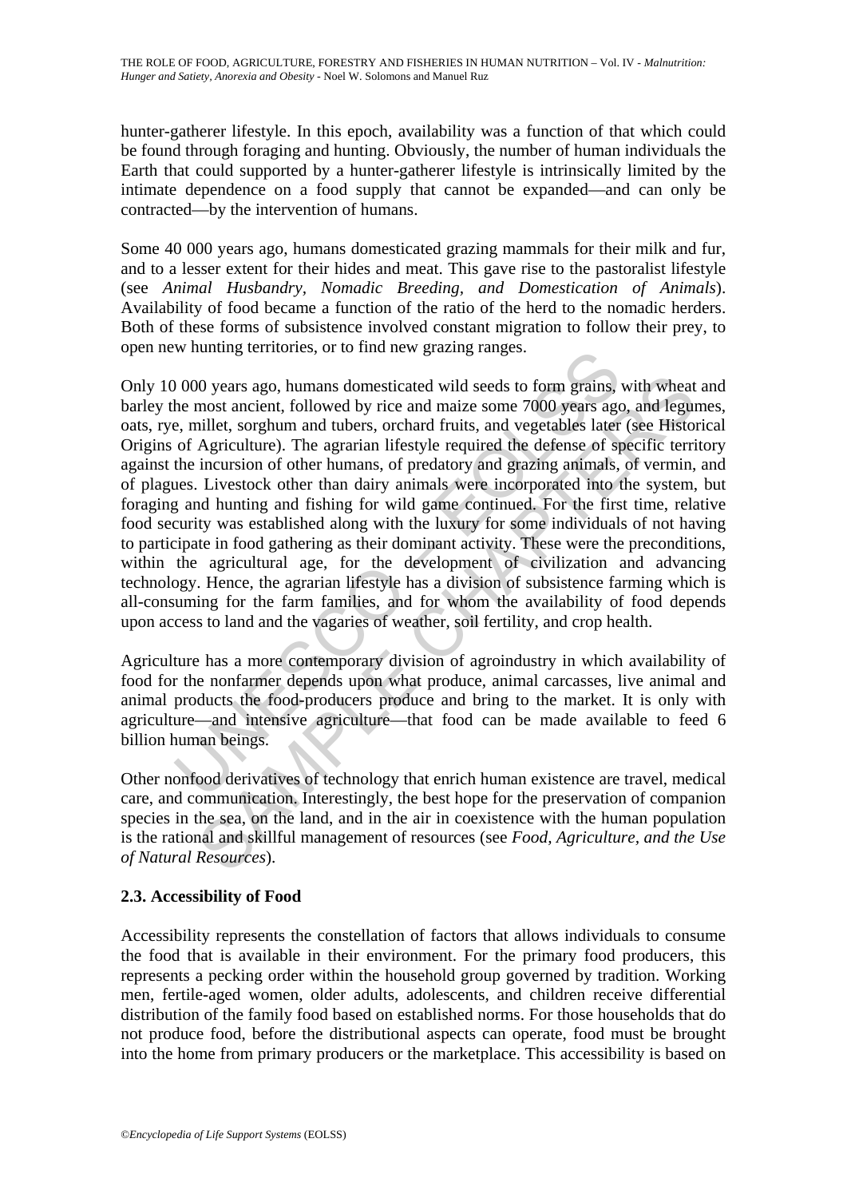hunter-gatherer lifestyle. In this epoch, availability was a function of that which could be found through foraging and hunting. Obviously, the number of human individuals the Earth that could supported by a hunter-gatherer lifestyle is intrinsically limited by the intimate dependence on a food supply that cannot be expanded—and can only be contracted—by the intervention of humans.

Some 40 000 years ago, humans domesticated grazing mammals for their milk and fur, and to a lesser extent for their hides and meat. This gave rise to the pastoralist lifestyle (see *Animal Husbandry, Nomadic Breeding, and Domestication of Animals*). Availability of food became a function of the ratio of the herd to the nomadic herders. Both of these forms of subsistence involved constant migration to follow their prey, to open new hunting territories, or to find new grazing ranges.

Only 10 000 years ago, humans domesticated wild seeds to form grains, with wheat and barley the most ancient, followed by rice and maize some 7000 years ago, and legumes, oats, rye, millet, sorghum and tubers, orchard fruits, and vegetables later (see Historical Origins of Agriculture). The agrarian lifestyle required the defense of specific territory against the incursion of other humans, of predatory and grazing animals, of vermin, and of plagues. Livestock other than dairy animals were incorporated into the system, but foraging and hunting and fishing for wild game continued. For the first time, relative food security was established along with the luxury for some individuals of not having to participate in food gathering as their dominant activity. These were the preconditions, within the agricultural age, for the development of civilization and advancing technology. Hence, the agrarian lifestyle has a division of subsistence farming which is all-consuming for the farm families, and for whom the availability of food depends upon access to land and the vagaries of weather, soil fertility, and crop health.

Agriculture has a more contemporary division of agroindustry in which availability of food for the nonfarmer depends upon what produce, animal carcasses, live animal and animal products the food-producers produce and bring to the market. It is only with agriculture—and intensive agriculture—that food can be made available to feed 6 billion human beings.

Other nonfood derivatives of technology that enrich human existence are travel, medical care, and communication. Interestingly, the best hope for the preservation of companion species in the sea, on the land, and in the air in coexistence with the human population is the rational and skillful management of resources (see *Food, Agriculture, and the Use of Natural Resources*).

### 2.3. Accessibility of Food

Accessibility represents the constellation of factors that allows individuals to consume the food that is available in their environment. For the primary food producers, this represents a pecking order within the household group governed by tradition. Working men, fertile-aged women, older adults, adolescents, and children receive differential distribution of the family food based on established norms. For those households that do not produce food, before the distributional aspects can operate, food must be brought into the home from primary producers or the marketplace. This accessibility is based on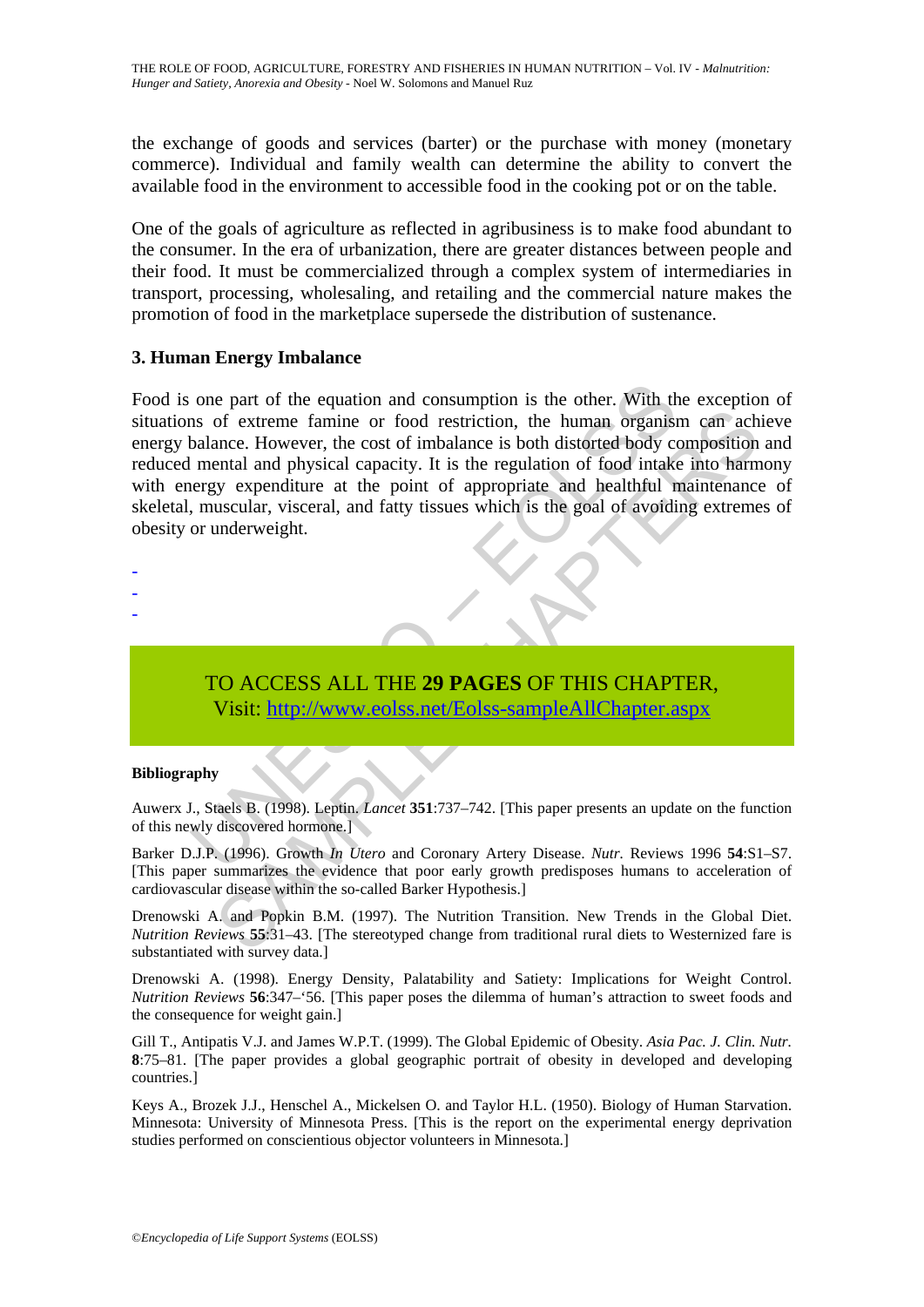the exchange of goods and services (barter) or the purchase with money (monetary commerce). Individual and family wealth can determine the ability to convert the available food in the environment to accessible food in the cooking pot or on the table.

One of the goals of agriculture as reflected in agribusiness is to make food abundant to the consumer. In the era of urbanization, there are greater distances between people and their food. It must be commercialized through a complex system of intermediaries in transport, processing, wholesaling, and retailing and the commercial nature makes the promotion of food in the marketplace supersede the distribution of sustenance.

### 3. Human Energy Imbalance

Food is one part of the equation and consumption is the other. With the exception of situations of extreme famine or food restriction, the human organism can achieve energy balance. However, the cost of imbalance is both distorted body composition and reduced mental and physical capacity. It is the regulation of food intake into harmony with energy expenditure at the point of appropriate and healthful maintenance of skeletal, muscular, visceral, and fatty tissues which is the goal of avoiding extremes of obesity or underweight.

-
-
-

TO ACCESS ALL THE **29 PAGES** OF THIS CHAPTER,
Visit: http://www.eolss.net/Eolss-sampleAllChapter.aspx

#### Bibliography

Auwerx J., Staels B. (1998). Leptin. *Lancet* **351**:737–742. [This paper presents an update on the function of this newly discovered hormone.]

Barker D.J.P. (1996). Growth *In Utero* and Coronary Artery Disease. *Nutr.* Reviews 1996 **54**:S1–S7. [This paper summarizes the evidence that poor early growth predisposes humans to acceleration of cardiovascular disease within the so-called Barker Hypothesis.]

Drenowski A. and Popkin B.M. (1997). The Nutrition Transition. New Trends in the Global Diet. *Nutrition Reviews* **55**:31–43. [The stereotyped change from traditional rural diets to Westernized fare is substantiated with survey data.]

Drenowski A. (1998). Energy Density, Palatability and Satiety: Implications for Weight Control. *Nutrition Reviews* **56**:347–'56. [This paper poses the dilemma of human's attraction to sweet foods and the consequence for weight gain.]

Gill T., Antipatis V.J. and James W.P.T. (1999). The Global Epidemic of Obesity. *Asia Pac. J. Clin. Nutr.* **8**:75–81. [The paper provides a global geographic portrait of obesity in developed and developing countries.]

Keys A., Brozek J.J., Henschel A., Mickelsen O. and Taylor H.L. (1950). Biology of Human Starvation. Minnesota: University of Minnesota Press. [This is the report on the experimental energy deprivation studies performed on conscientious objector volunteers in Minnesota.]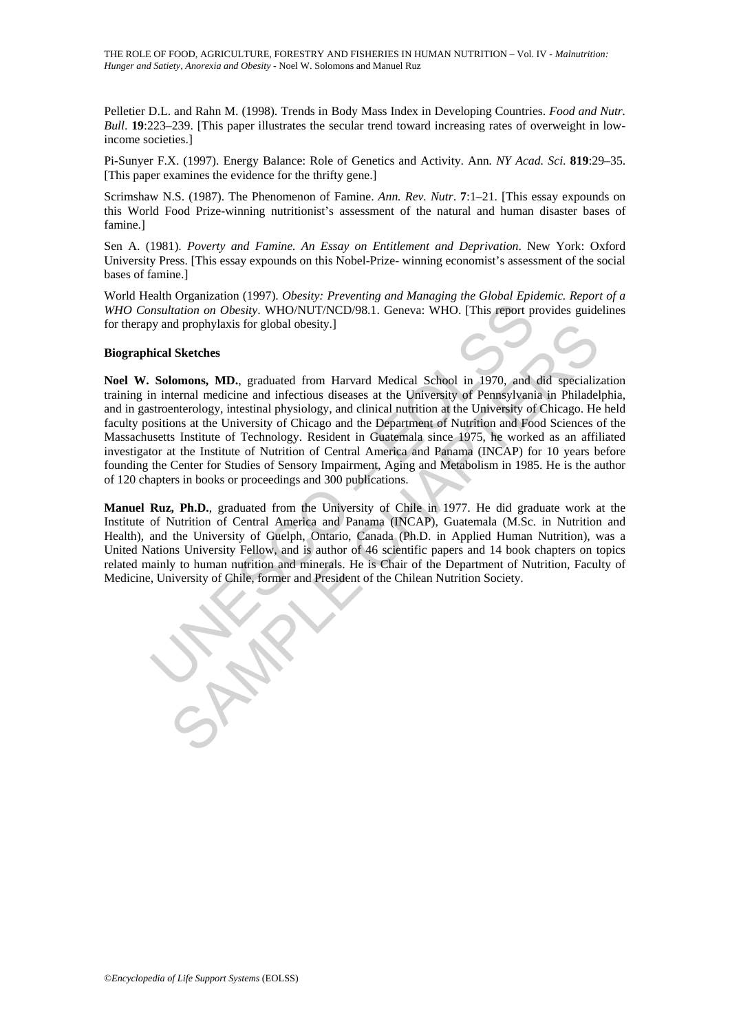Pelletier D.L. and Rahn M. (1998). Trends in Body Mass Index in Developing Countries. *Food and Nutr. Bull*. **19**:223–239. [This paper illustrates the secular trend toward increasing rates of overweight in low-income societies.]

Pi-Sunyer F.X. (1997). Energy Balance: Role of Genetics and Activity. Ann*. NY Acad. Sci.* **819**:29–35. [This paper examines the evidence for the thrifty gene.]

Scrimshaw N.S. (1987). The Phenomenon of Famine. *Ann. Rev. Nutr*. **7**:1–21. [This essay expounds on this World Food Prize-winning nutritionist's assessment of the natural and human disaster bases of famine.]

Sen A. (1981). *Poverty and Famine. An Essay on Entitlement and Deprivation*. New York: Oxford University Press. [This essay expounds on this Nobel-Prize- winning economist's assessment of the social bases of famine.]

World Health Organization (1997). *Obesity: Preventing and Managing the Global Epidemic. Report of a WHO Consultation on Obesity*. WHO/NUT/NCD/98.1. Geneva: WHO. [This report provides guidelines for therapy and prophylaxis for global obesity.]

**Biographical Sketches**

**Noel W. Solomons, MD.**, graduated from Harvard Medical School in 1970, and did specialization training in internal medicine and infectious diseases at the University of Pennsylvania in Philadelphia, and in gastroenterology, intestinal physiology, and clinical nutrition at the University of Chicago. He held faculty positions at the University of Chicago and the Department of Nutrition and Food Sciences of the Massachusetts Institute of Technology. Resident in Guatemala since 1975, he worked as an affiliated investigator at the Institute of Nutrition of Central America and Panama (INCAP) for 10 years before founding the Center for Studies of Sensory Impairment, Aging and Metabolism in 1985. He is the author of 120 chapters in books or proceedings and 300 publications.

**Manuel Ruz, Ph.D.**, graduated from the University of Chile in 1977. He did graduate work at the Institute of Nutrition of Central America and Panama (INCAP), Guatemala (M.Sc. in Nutrition and Health), and the University of Guelph, Ontario, Canada (Ph.D. in Applied Human Nutrition), was a United Nations University Fellow, and is author of 46 scientific papers and 14 book chapters on topics related mainly to human nutrition and minerals. He is Chair of the Department of Nutrition, Faculty of Medicine, University of Chile, former and President of the Chilean Nutrition Society.